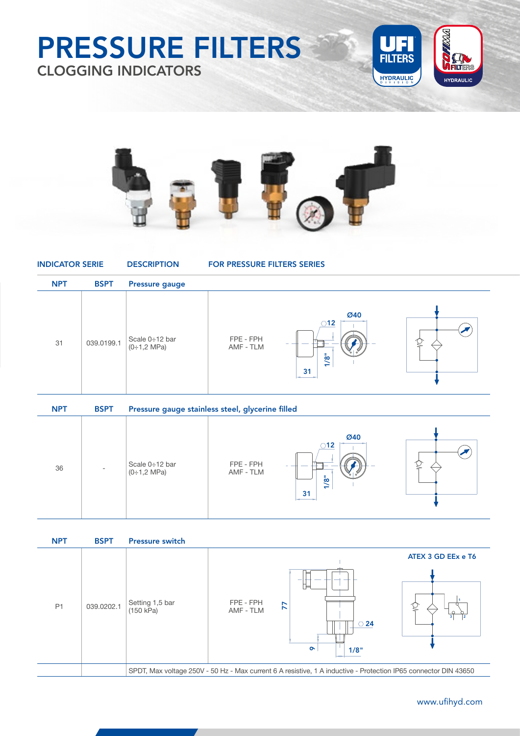# PRESSURE FILTERS

## CLOGGING INDICATORS

| INDICATOR SERIE | | DESCRIPTION | FOR PRESSURE FILTERS SERIES |
|---|---|---|---|
| NPT | BSPT | **Pressure gauge** | |
| 31 | 039.0199.1 | Scale 0÷12 bar (0÷1,2 MPa) | FPE - FPH AMF - TLM |
| NPT | BSPT | **Pressure gauge stainless steel, glycerine filled** | |
| 36 | - | Scale 0÷12 bar (0÷1,2 MPa) | FPE - FPH AMF - TLM |
| NPT | BSPT | **Pressure switch** | ATEX 3 GD EEx e T6 |
| P1 | 039.0202.1 | Setting 1,5 bar (150 kPa) | FPE - FPH AMF - TLM |
| | | SPDT, Max voltage 250V - 50 Hz - Max current 6 A resistive, 1 A inductive - Protection IP65 connector DIN 43650 | |

www.ufihyd.com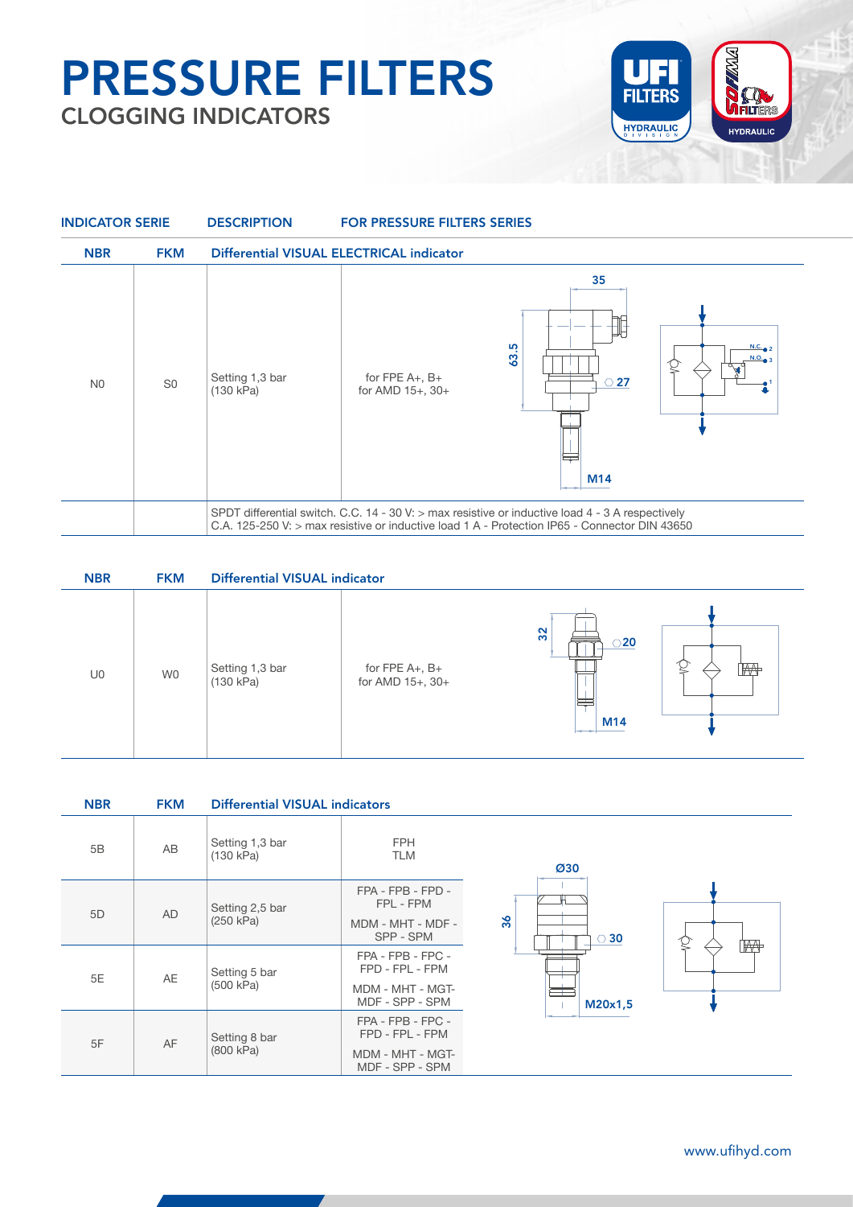# PRESSURE FILTERS

## CLOGGING INDICATORS

| INDICATOR SERIE | | DESCRIPTION | FOR PRESSURE FILTERS SERIES |
|---|---|---|---|
| **NBR** | **FKM** | **Differential VISUAL ELECTRICAL indicator** | |
| N0 | S0 | Setting 1,3 bar (130 kPa) | for FPE A+, B+<br>for AMD 15+, 30+ |
| | | SPDT differential switch. C.C. 14 - 30 V: > max resistive or inductive load 4 - 3 A respectively<br>C.A. 125-250 V: > max resistive or inductive load 1 A - Protection IP65 - Connector DIN 43650 | |

35, 63.5, ⬡ 27, M14, N.C. 2, N.O. 3, 1

| **NBR** | **FKM** | **Differential VISUAL indicator** | |
|---|---|---|---|
| U0 | W0 | Setting 1,3 bar (130 kPa) | for FPE A+, B+<br>for AMD 15+, 30+ |

32, ⬡20, M14

| **NBR** | **FKM** | **Differential VISUAL indicators** | |
|---|---|---|---|
| 5B | AB | Setting 1,3 bar (130 kPa) | FPH<br>TLM |
| 5D | AD | Setting 2,5 bar (250 kPa) | FPA - FPB - FPD - FPL - FPM<br>MDM - MHT - MDF - SPP - SPM |
| 5E | AE | Setting 5 bar (500 kPa) | FPA - FPB - FPC - FPD - FPL - FPM<br>MDM - MHT - MGT- MDF - SPP - SPM |
| 5F | AF | Setting 8 bar (800 kPa) | FPA - FPB - FPC - FPD - FPL - FPM<br>MDM - MHT - MGT- MDF - SPP - SPM |

Ø30, 36, ⬡ 30, M20x1,5

www.ufihyd.com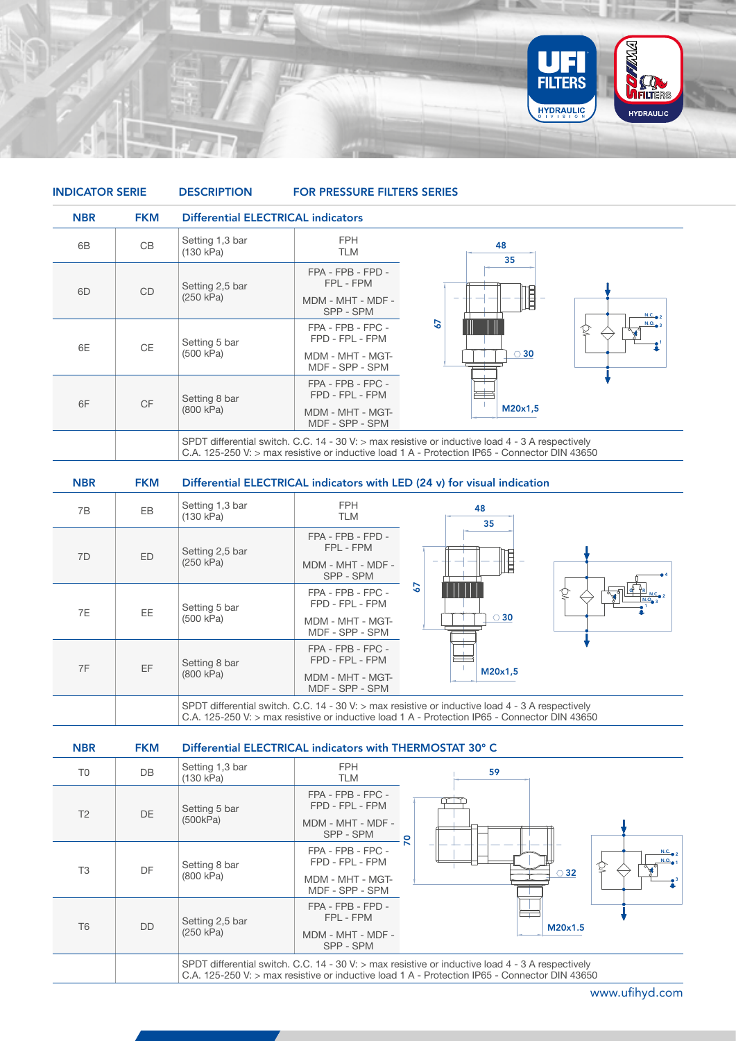| INDICATOR SERIE | | DESCRIPTION | FOR PRESSURE FILTERS SERIES |
|---|---|---|---|
| **NBR** | **FKM** | **Differential ELECTRICAL indicators** | |
| 6B | CB | Setting 1,3 bar (130 kPa) | FPH<br>TLM |
| 6D | CD | Setting 2,5 bar (250 kPa) | FPA - FPB - FPD - FPL - FPM<br>MDM - MHT - MDF - SPP - SPM |
| 6E | CE | Setting 5 bar (500 kPa) | FPA - FPB - FPC - FPD - FPL - FPM<br>MDM - MHT - MGT- MDF - SPP - SPM |
| 6F | CF | Setting 8 bar (800 kPa) | FPA - FPB - FPC - FPD - FPL - FPM<br>MDM - MHT - MGT- MDF - SPP - SPM |
| | | SPDT differential switch. C.C. 14 - 30 V: > max resistive or inductive load 4 - 3 A respectively<br>C.A. 125-250 V: > max resistive or inductive load 1 A - Protection IP65 - Connector DIN 43650 | |

48 · 35 · 67 · ⌀ 30 · M20x1,5 · N.C. 2 · N.O. 3 · 1

| NBR | FKM | Differential ELECTRICAL indicators with LED (24 v) for visual indication | |
|---|---|---|---|
| 7B | EB | Setting 1,3 bar (130 kPa) | FPH<br>TLM |
| 7D | ED | Setting 2,5 bar (250 kPa) | FPA - FPB - FPD - FPL - FPM<br>MDM - MHT - MDF - SPP - SPM |
| 7E | EE | Setting 5 bar (500 kPa) | FPA - FPB - FPC - FPD - FPL - FPM<br>MDM - MHT - MGT- MDF - SPP - SPM |
| 7F | EF | Setting 8 bar (800 kPa) | FPA - FPB - FPC - FPD - FPL - FPM<br>MDM - MHT - MGT- MDF - SPP - SPM |
| | | SPDT differential switch. C.C. 14 - 30 V: > max resistive or inductive load 4 - 3 A respectively<br>C.A. 125-250 V: > max resistive or inductive load 1 A - Protection IP65 - Connector DIN 43650 | |

48 · 35 · 67 · ⌀ 30 · M20x1,5 · 4 · R · N.C. 2 · N.O. 3 · 1

| NBR | FKM | Differential ELECTRICAL indicators with THERMOSTAT 30° C | |
|---|---|---|---|
| T0 | DB | Setting 1,3 bar (130 kPa) | FPH<br>TLM |
| T2 | DE | Setting 5 bar (500kPa) | FPA - FPB - FPC - FPD - FPL - FPM<br>MDM - MHT - MDF - SPP - SPM |
| T3 | DF | Setting 8 bar (800 kPa) | FPA - FPB - FPC - FPD - FPL - FPM<br>MDM - MHT - MGT- MDF - SPP - SPM |
| T6 | DD | Setting 2,5 bar (250 kPa) | FPA - FPB - FPD - FPL - FPM<br>MDM - MHT - MDF - SPP - SPM |
| | | SPDT differential switch. C.C. 14 - 30 V: > max resistive or inductive load 4 - 3 A respectively<br>C.A. 125-250 V: > max resistive or inductive load 1 A - Protection IP65 - Connector DIN 43650 | |

59 · 70 · ⌀ 32 · M20x1.5 · N.C. 2 · N.O. 1 · 3

www.ufihyd.com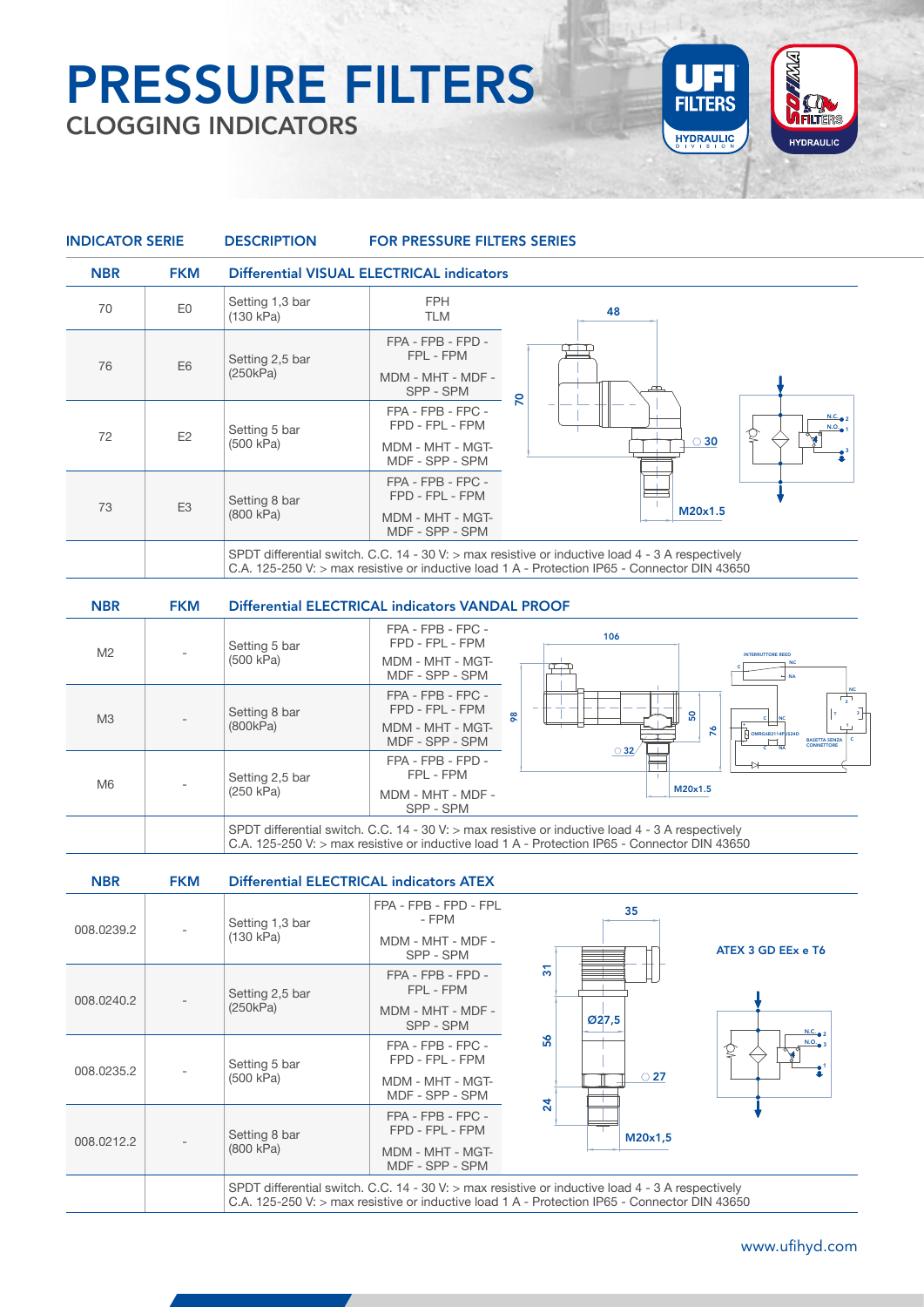# PRESSURE FILTERS

## CLOGGING INDICATORS

| INDICATOR SERIE | | DESCRIPTION | FOR PRESSURE FILTERS SERIES |
|---|---|---|---|
| **NBR** | **FKM** | **Differential VISUAL ELECTRICAL indicators** | |
| 70 | E0 | Setting 1,3 bar (130 kPa) | FPH<br>TLM |
| 76 | E6 | Setting 2,5 bar (250kPa) | FPA - FPB - FPD - FPL - FPM<br>MDM - MHT - MDF - SPP - SPM |
| 72 | E2 | Setting 5 bar (500 kPa) | FPA - FPB - FPC - FPD - FPL - FPM<br>MDM - MHT - MGT- MDF - SPP - SPM |
| 73 | E3 | Setting 8 bar (800 kPa) | FPA - FPB - FPC - FPD - FPL - FPM<br>MDM - MHT - MGT- MDF - SPP - SPM |
| | | SPDT differential switch. C.C. 14 - 30 V: > max resistive or inductive load 4 - 3 A respectively<br>C.A. 125-250 V: > max resistive or inductive load 1 A - Protection IP65 - Connector DIN 43650 | |

48 · 70 · 30 · M20x1.5 · N.C. 2 · N.O. 1 · 3

| NBR | FKM | Differential ELECTRICAL indicators VANDAL PROOF | |
|---|---|---|---|
| M2 | - | Setting 5 bar (500 kPa) | FPA - FPB - FPC - FPD - FPL - FPM<br>MDM - MHT - MGT- MDF - SPP - SPM |
| M3 | - | Setting 8 bar (800kPa) | FPA - FPB - FPC - FPD - FPL - FPM<br>MDM - MHT - MGT- MDF - SPP - SPM |
| M6 | - | Setting 2,5 bar (250 kPa) | FPA - FPB - FPD - FPL - FPM<br>MDM - MHT - MDF - SPP - SPM |
| | | SPDT differential switch. C.C. 14 - 30 V: > max resistive or inductive load 4 - 3 A respectively<br>C.A. 125-250 V: > max resistive or inductive load 1 A - Protection IP65 - Connector DIN 43650 | |

106 · 98 · 50 · 76 · 32 · M20x1.5 · INTERRUTTORE REED · NC · NA · C · BASETTA SENZA CONNETTORE

| NBR | FKM | Differential ELECTRICAL indicators ATEX | |
|---|---|---|---|
| 008.0239.2 | - | Setting 1,3 bar (130 kPa) | FPA - FPB - FPD - FPL - FPM<br>MDM - MHT - MDF - SPP - SPM |
| 008.0240.2 | - | Setting 2,5 bar (250kPa) | FPA - FPB - FPD - FPL - FPM<br>MDM - MHT - MDF - SPP - SPM |
| 008.0235.2 | - | Setting 5 bar (500 kPa) | FPA - FPB - FPC - FPD - FPL - FPM<br>MDM - MHT - MGT- MDF - SPP - SPM |
| 008.0212.2 | - | Setting 8 bar (800 kPa) | FPA - FPB - FPC - FPD - FPL - FPM<br>MDM - MHT - MGT- MDF - SPP - SPM |
| | | SPDT differential switch. C.C. 14 - 30 V: > max resistive or inductive load 4 - 3 A respectively<br>C.A. 125-250 V: > max resistive or inductive load 1 A - Protection IP65 - Connector DIN 43650 | |

35 · 31 · 56 · 24 · Ø27,5 · 27 · M20x1,5 · N.C. 2 · N.O. 3 · 1

**ATEX 3 GD EEx e T6**

www.ufihyd.com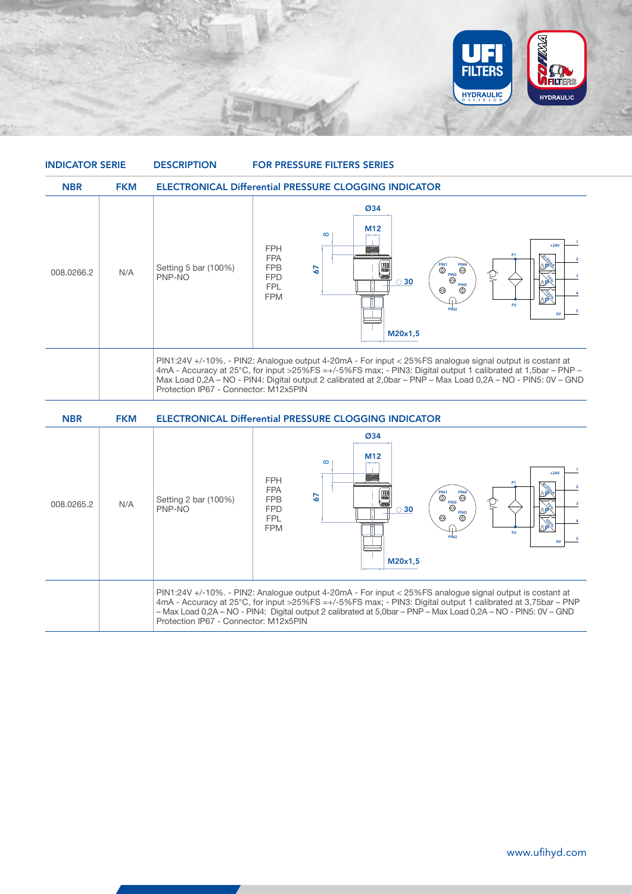| INDICATOR SERIE | | DESCRIPTION | FOR PRESSURE FILTERS SERIES |
|---|---|---|---|
| NBR | FKM | ELECTRONICAL Differential PRESSURE CLOGGING INDICATOR | |
| 008.0266.2 | N/A | Setting 5 bar (100%) PNP-NO | FPH FPA FPB FPD FPL FPM |
| | | PIN1:24V +/-10%. - PIN2: Analogue output 4-20mA - For input < 25%FS analogue signal output is costant at 4mA - Accuracy at 25°C, for input >25%FS =+/-5%FS max; - PIN3: Digital output 1 calibrated at 1,5bar – PNP – Max Load 0,2A – NO - PIN4: Digital output 2 calibrated at 2,0bar – PNP – Max Load 0,2A – NO - PIN5: 0V – GND Protection IP67 - Connector: M12x5PIN | |

Ø34
M12
8
67
30
M20x1,5
PIN1 PIN4 PIN5 PIN3 PIN2
+24V
P1
P2
0V
1 2 3 4 5
ΔP

| NBR | FKM | ELECTRONICAL Differential PRESSURE CLOGGING INDICATOR | |
|---|---|---|---|
| 008.0265.2 | N/A | Setting 2 bar (100%) PNP-NO | FPH FPA FPB FPD FPL FPM |
| | | PIN1:24V +/-10%. - PIN2: Analogue output 4-20mA - For input < 25%FS analogue signal output is costant at 4mA - Accuracy at 25°C, for input >25%FS =+/-5%FS max; - PIN3: Digital output 1 calibrated at 3,75bar – PNP – Max Load 0,2A – NO - PIN4: Digital output 2 calibrated at 5,0bar – PNP – Max Load 0,2A – NO - PIN5: 0V – GND Protection IP67 - Connector: M12x5PIN | |

Ø34
M12
8
67
30
M20x1,5
PIN1 PIN4 PIN5 PIN3 PIN2
+24V
P1
P2
0V
1 2 3 4 5
ΔP

www.ufihyd.com